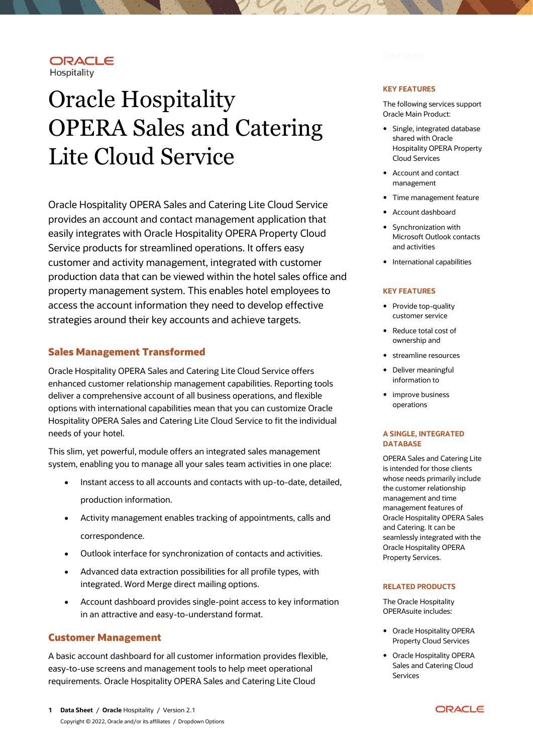ORACLE
Hospitality

# Oracle Hospitality OPERA Sales and Catering Lite Cloud Service

Oracle Hospitality OPERA Sales and Catering Lite Cloud Service provides an account and contact management application that easily integrates with Oracle Hospitality OPERA Property Cloud Service products for streamlined operations. It offers easy customer and activity management, integrated with customer production data that can be viewed within the hotel sales office and property management system. This enables hotel employees to access the account information they need to develop effective strategies around their key accounts and achieve targets.

## Sales Management Transformed

Oracle Hospitality OPERA Sales and Catering Lite Cloud Service offers enhanced customer relationship management capabilities. Reporting tools deliver a comprehensive account of all business operations, and flexible options with international capabilities mean that you can customize Oracle Hospitality OPERA Sales and Catering Lite Cloud Service to fit the individual needs of your hotel.

This slim, yet powerful, module offers an integrated sales management system, enabling you to manage all your sales team activities in one place:

- Instant access to all accounts and contacts with up-to-date, detailed, production information.
- Activity management enables tracking of appointments, calls and correspondence.
- Outlook interface for synchronization of contacts and activities.
- Advanced data extraction possibilities for all profile types, with integrated. Word Merge direct mailing options.
- Account dashboard provides single-point access to key information in an attractive and easy-to-understand format.

## Customer Management

A basic account dashboard for all customer information provides flexible, easy-to-use screens and management tools to help meet operational requirements. Oracle Hospitality OPERA Sales and Catering Lite Cloud

### KEY FEATURES

The following services support Oracle Main Product:

- Single, integrated database shared with Oracle Hospitality OPERA Property Cloud Services
- Account and contact management
- Time management feature
- Account dashboard
- Synchronization with Microsoft Outlook contacts and activities
- International capabilities

### KEY FEATURES

- Provide top-quality customer service
- Reduce total cost of ownership and
- streamline resources
- Deliver meaningful information to
- improve business operations

### A SINGLE, INTEGRATED DATABASE

OPERA Sales and Catering Lite is intended for those clients whose needs primarily include the customer relationship management and time management features of Oracle Hospitality OPERA Sales and Catering. It can be seamlessly integrated with the Oracle Hospitality OPERA Property Services.

### RELATED PRODUCTS

The Oracle Hospitality OPERAsuite includes:

- Oracle Hospitality OPERA Property Cloud Services
- Oracle Hospitality OPERA Sales and Catering Cloud Services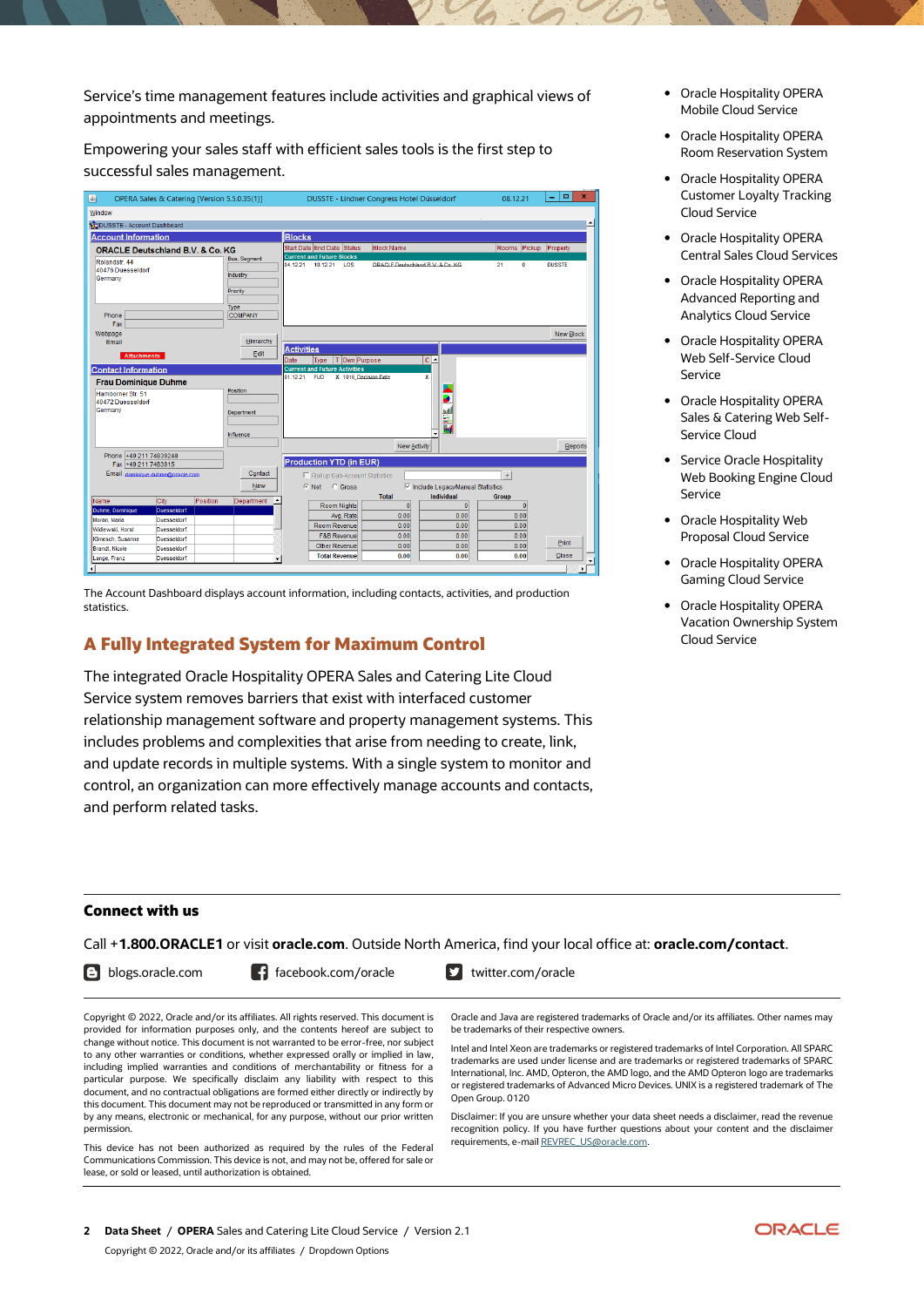Service's time management features include activities and graphical views of appointments and meetings.

Empowering your sales staff with efficient sales tools is the first step to successful sales management.

The Account Dashboard displays account information, including contacts, activities, and production statistics.

## A Fully Integrated System for Maximum Control

The integrated Oracle Hospitality OPERA Sales and Catering Lite Cloud Service system removes barriers that exist with interfaced customer relationship management software and property management systems. This includes problems and complexities that arise from needing to create, link, and update records in multiple systems. With a single system to monitor and control, an organization can more effectively manage accounts and contacts, and perform related tasks.

- Oracle Hospitality OPERA Mobile Cloud Service
- Oracle Hospitality OPERA Room Reservation System
- Oracle Hospitality OPERA Customer Loyalty Tracking Cloud Service
- Oracle Hospitality OPERA Central Sales Cloud Services
- Oracle Hospitality OPERA Advanced Reporting and Analytics Cloud Service
- Oracle Hospitality OPERA Web Self-Service Cloud Service
- Oracle Hospitality OPERA Sales & Catering Web Self-Service Cloud
- Service Oracle Hospitality Web Booking Engine Cloud Service
- Oracle Hospitality Web Proposal Cloud Service
- Oracle Hospitality OPERA Gaming Cloud Service
- Oracle Hospitality OPERA Vacation Ownership System Cloud Service

### Connect with us

Call +**1.800.ORACLE1** or visit **oracle.com**. Outside North America, find your local office at: **oracle.com/contact**.

blogs.oracle.com | facebook.com/oracle | twitter.com/oracle

Copyright © 2022, Oracle and/or its affiliates. All rights reserved. This document is provided for information purposes only, and the contents hereof are subject to change without notice. This document is not warranted to be error-free, nor subject to any other warranties or conditions, whether expressed orally or implied in law, including implied warranties and conditions of merchantability or fitness for a particular purpose. We specifically disclaim any liability with respect to this document, and no contractual obligations are formed either directly or indirectly by this document. This document may not be reproduced or transmitted in any form or by any means, electronic or mechanical, for any purpose, without our prior written permission.

This device has not been authorized as required by the rules of the Federal Communications Commission. This device is not, and may not be, offered for sale or lease, or sold or leased, until authorization is obtained.

Oracle and Java are registered trademarks of Oracle and/or its affiliates. Other names may be trademarks of their respective owners.

Intel and Intel Xeon are trademarks or registered trademarks of Intel Corporation. All SPARC trademarks are used under license and are trademarks or registered trademarks of SPARC International, Inc. AMD, Opteron, the AMD logo, and the AMD Opteron logo are trademarks or registered trademarks of Advanced Micro Devices. UNIX is a registered trademark of The Open Group. 0120

Disclaimer: If you are unsure whether your data sheet needs a disclaimer, read the revenue recognition policy. If you have further questions about your content and the disclaimer requirements, e-mail REVREC_US@oracle.com.